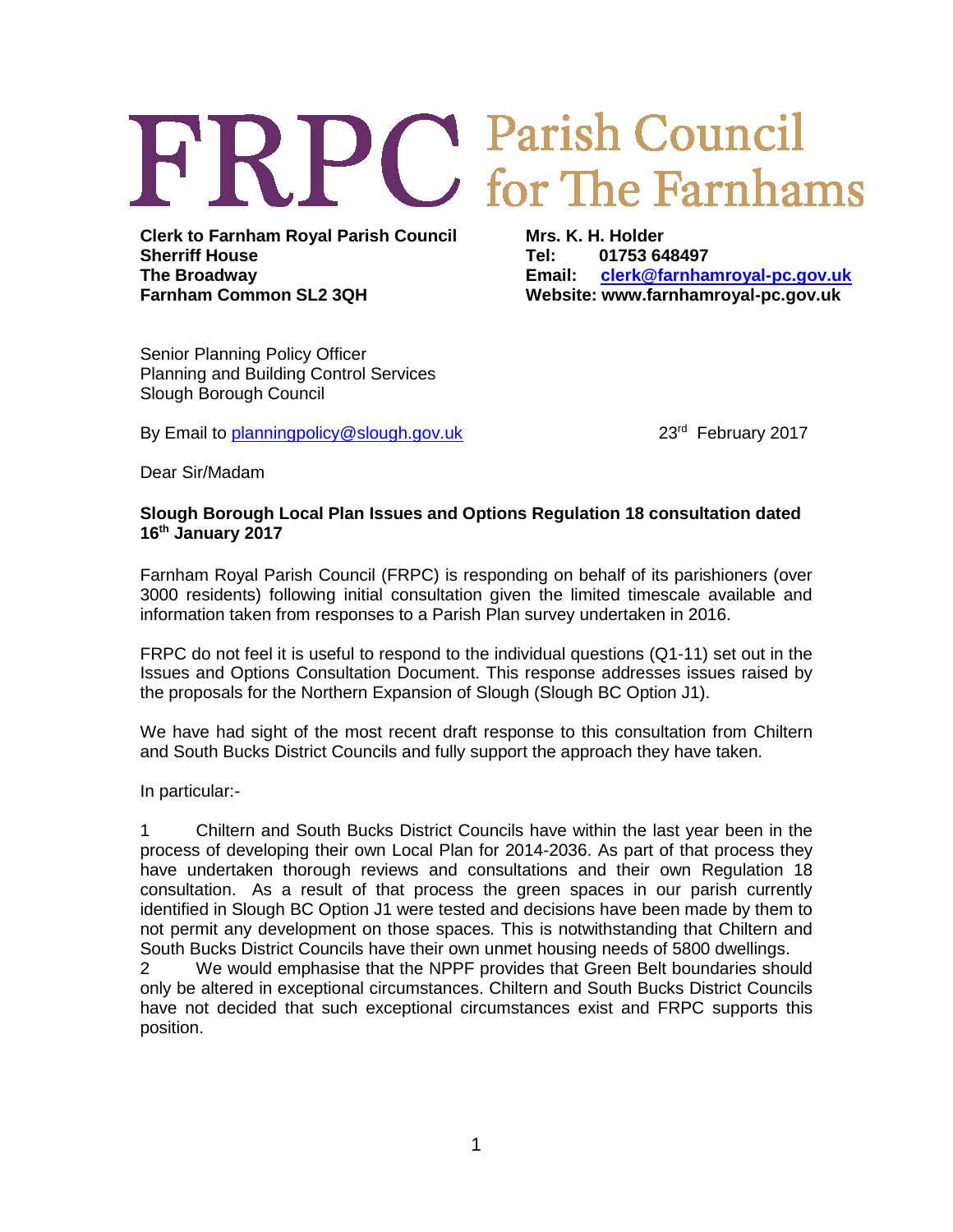# FRPC Parish Council for The Farnhams

**Clerk to Farnham Royal Parish Council**
**Sherriff House**
**The Broadway**
**Farnham Common SL2 3QH**

**Mrs. K. H. Holder**
**Tel: 01753 648497**
**Email: clerk@farnhamroyal-pc.gov.uk**
**Website: www.farnhamroyal-pc.gov.uk**

Senior Planning Policy Officer
Planning and Building Control Services
Slough Borough Council

By Email to planningpolicy@slough.gov.uk

23rd February 2017

Dear Sir/Madam

**Slough Borough Local Plan Issues and Options Regulation 18 consultation dated 16th January 2017**

Farnham Royal Parish Council (FRPC) is responding on behalf of its parishioners (over 3000 residents) following initial consultation given the limited timescale available and information taken from responses to a Parish Plan survey undertaken in 2016.

FRPC do not feel it is useful to respond to the individual questions (Q1-11) set out in the Issues and Options Consultation Document. This response addresses issues raised by the proposals for the Northern Expansion of Slough (Slough BC Option J1).

We have had sight of the most recent draft response to this consultation from Chiltern and South Bucks District Councils and fully support the approach they have taken.

In particular:-

1 Chiltern and South Bucks District Councils have within the last year been in the process of developing their own Local Plan for 2014-2036. As part of that process they have undertaken thorough reviews and consultations and their own Regulation 18 consultation. As a result of that process the green spaces in our parish currently identified in Slough BC Option J1 were tested and decisions have been made by them to not permit any development on those spaces. This is notwithstanding that Chiltern and South Bucks District Councils have their own unmet housing needs of 5800 dwellings.

2 We would emphasise that the NPPF provides that Green Belt boundaries should only be altered in exceptional circumstances. Chiltern and South Bucks District Councils have not decided that such exceptional circumstances exist and FRPC supports this position.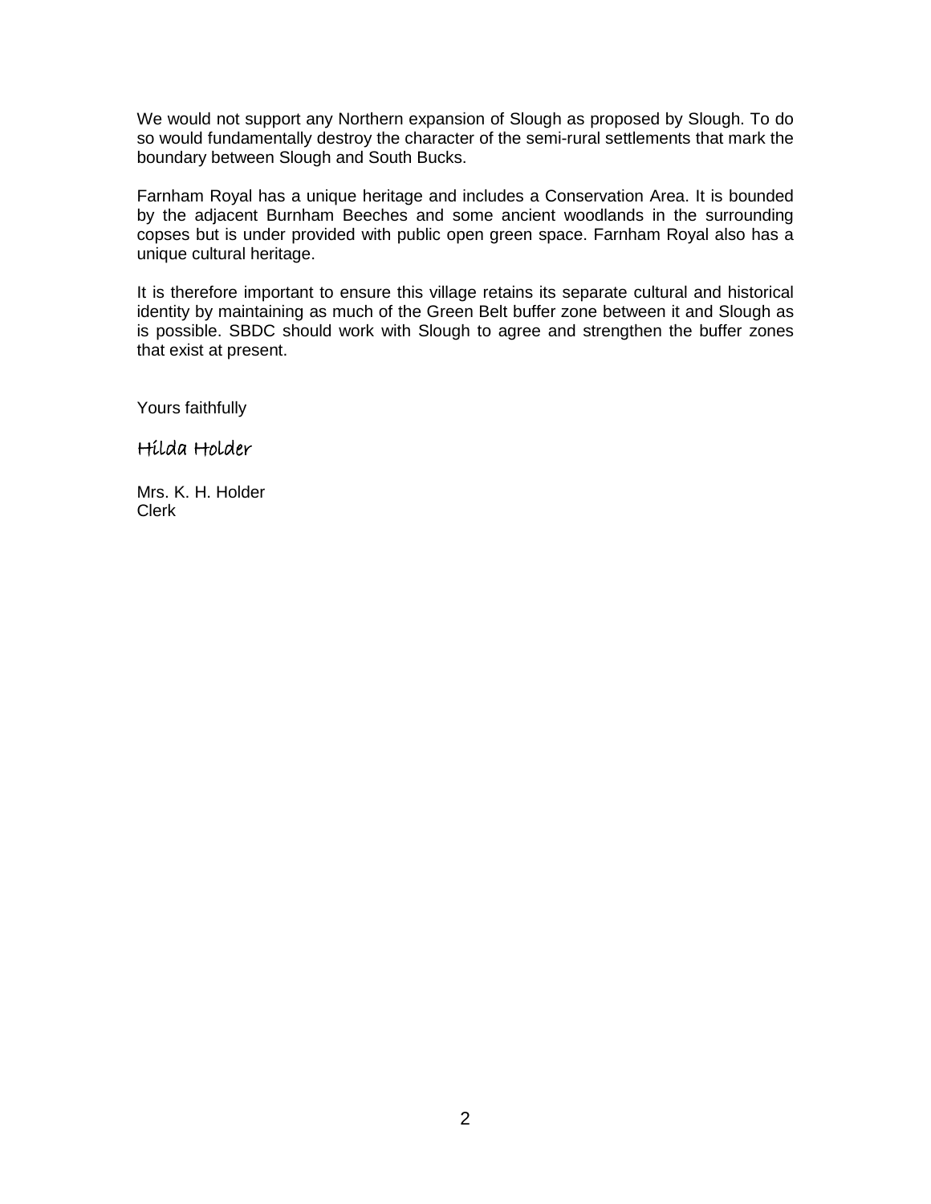We would not support any Northern expansion of Slough as proposed by Slough. To do so would fundamentally destroy the character of the semi-rural settlements that mark the boundary between Slough and South Bucks.

Farnham Royal has a unique heritage and includes a Conservation Area. It is bounded by the adjacent Burnham Beeches and some ancient woodlands in the surrounding copses but is under provided with public open green space. Farnham Royal also has a unique cultural heritage.

It is therefore important to ensure this village retains its separate cultural and historical identity by maintaining as much of the Green Belt buffer zone between it and Slough as is possible. SBDC should work with Slough to agree and strengthen the buffer zones that exist at present.

Yours faithfully

Hilda Holder

Mrs. K. H. Holder
Clerk